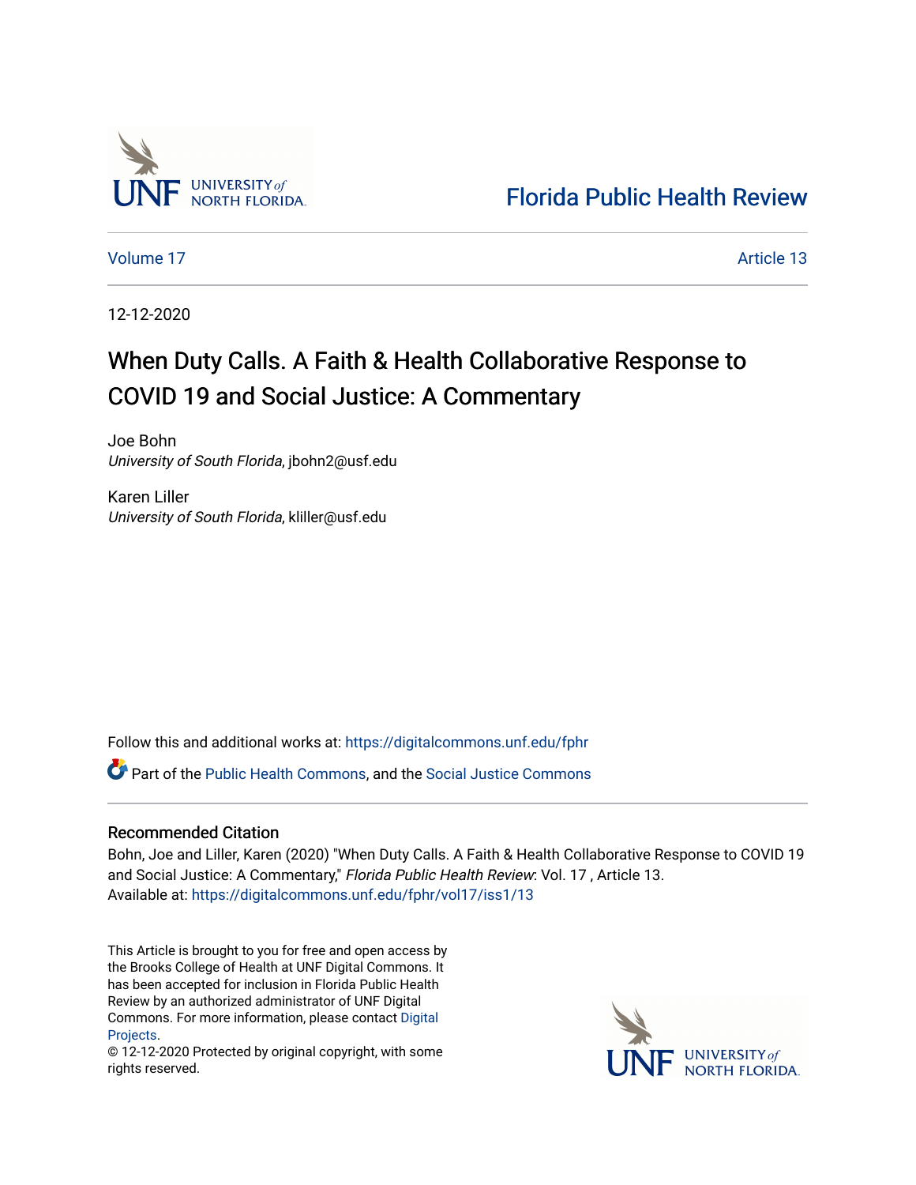Florida Public Health Review

Volume 17 | Article 13

12-12-2020

# When Duty Calls. A Faith & Health Collaborative Response to COVID 19 and Social Justice: A Commentary

Joe Bohn
*University of South Florida*, jbohn2@usf.edu

Karen Liller
*University of South Florida*, kliller@usf.edu

Follow this and additional works at: https://digitalcommons.unf.edu/fphr

Part of the Public Health Commons, and the Social Justice Commons

## Recommended Citation

Bohn, Joe and Liller, Karen (2020) "When Duty Calls. A Faith & Health Collaborative Response to COVID 19 and Social Justice: A Commentary," *Florida Public Health Review*: Vol. 17 , Article 13.
Available at: https://digitalcommons.unf.edu/fphr/vol17/iss1/13

This Article is brought to you for free and open access by the Brooks College of Health at UNF Digital Commons. It has been accepted for inclusion in Florida Public Health Review by an authorized administrator of UNF Digital Commons. For more information, please contact Digital Projects.
© 12-12-2020 Protected by original copyright, with some rights reserved.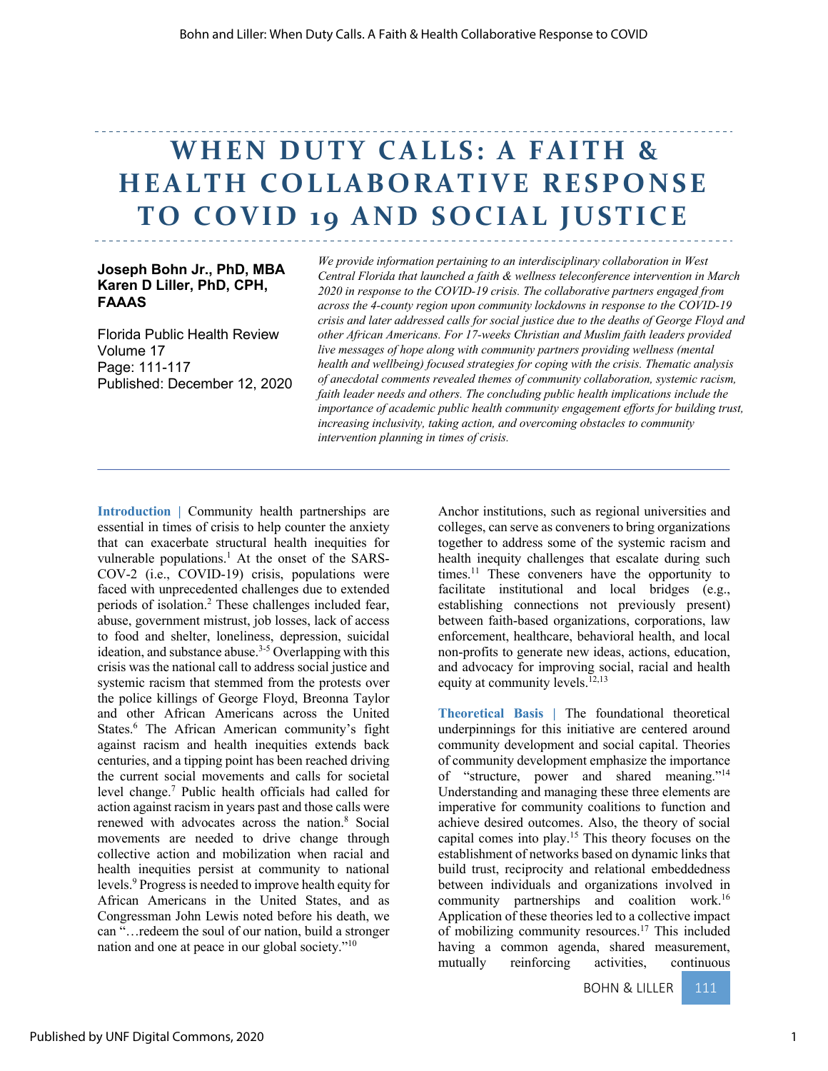# WHEN DUTY CALLS: A FAITH & HEALTH COLLABORATIVE RESPONSE TO COVID 19 AND SOCIAL JUSTICE

**Joseph Bohn Jr., PhD, MBA**
**Karen D Liller, PhD, CPH, FAAAS**

Florida Public Health Review
Volume 17
Page: 111-117
Published: December 12, 2020

*We provide information pertaining to an interdisciplinary collaboration in West Central Florida that launched a faith & wellness teleconference intervention in March 2020 in response to the COVID-19 crisis. The collaborative partners engaged from across the 4-county region upon community lockdowns in response to the COVID-19 crisis and later addressed calls for social justice due to the deaths of George Floyd and other African Americans. For 17-weeks Christian and Muslim faith leaders provided live messages of hope along with community partners providing wellness (mental health and wellbeing) focused strategies for coping with the crisis. Thematic analysis of anecdotal comments revealed themes of community collaboration, systemic racism, faith leader needs and others. The concluding public health implications include the importance of academic public health community engagement efforts for building trust, increasing inclusivity, taking action, and overcoming obstacles to community intervention planning in times of crisis.*

**Introduction** | Community health partnerships are essential in times of crisis to help counter the anxiety that can exacerbate structural health inequities for vulnerable populations.[1] At the onset of the SARS-COV-2 (i.e., COVID-19) crisis, populations were faced with unprecedented challenges due to extended periods of isolation.[2] These challenges included fear, abuse, government mistrust, job losses, lack of access to food and shelter, loneliness, depression, suicidal ideation, and substance abuse.[3-5] Overlapping with this crisis was the national call to address social justice and systemic racism that stemmed from the protests over the police killings of George Floyd, Breonna Taylor and other African Americans across the United States.[6] The African American community's fight against racism and health inequities extends back centuries, and a tipping point has been reached driving the current social movements and calls for societal level change.[7] Public health officials had called for action against racism in years past and those calls were renewed with advocates across the nation.[8] Social movements are needed to drive change through collective action and mobilization when racial and health inequities persist at community to national levels.[9] Progress is needed to improve health equity for African Americans in the United States, and as Congressman John Lewis noted before his death, we can "…redeem the soul of our nation, build a stronger nation and one at peace in our global society."[10]

Anchor institutions, such as regional universities and colleges, can serve as conveners to bring organizations together to address some of the systemic racism and health inequity challenges that escalate during such times.[11] These conveners have the opportunity to facilitate institutional and local bridges (e.g., establishing connections not previously present) between faith-based organizations, corporations, law enforcement, healthcare, behavioral health, and local non-profits to generate new ideas, actions, education, and advocacy for improving social, racial and health equity at community levels.[12,13]

**Theoretical Basis** | The foundational theoretical underpinnings for this initiative are centered around community development and social capital. Theories of community development emphasize the importance of "structure, power and shared meaning."[14] Understanding and managing these three elements are imperative for community coalitions to function and achieve desired outcomes. Also, the theory of social capital comes into play.[15] This theory focuses on the establishment of networks based on dynamic links that build trust, reciprocity and relational embeddedness between individuals and organizations involved in community partnerships and coalition work.[16] Application of these theories led to a collective impact of mobilizing community resources.[17] This included having a common agenda, shared measurement, mutually reinforcing activities, continuous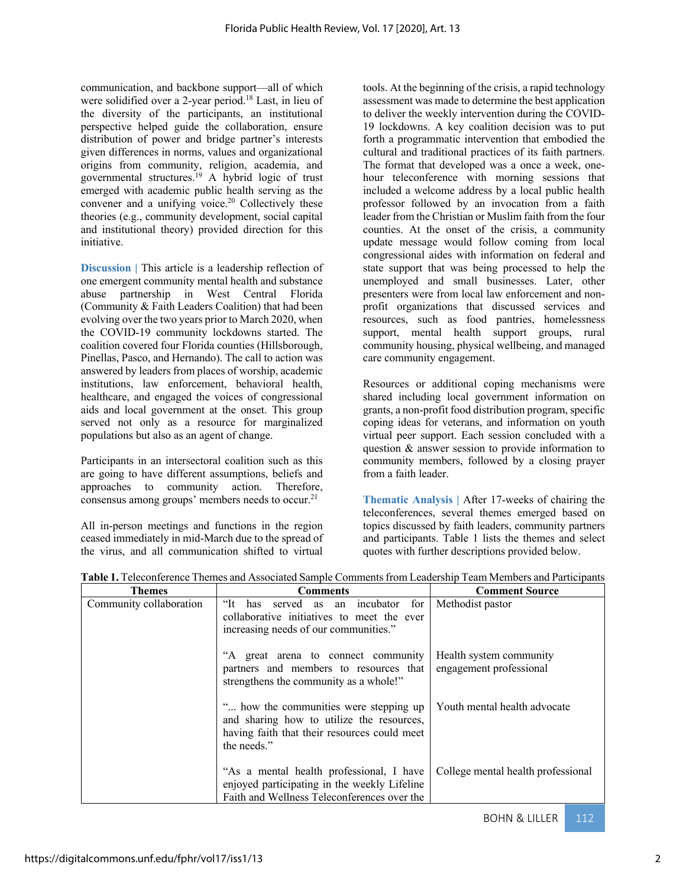communication, and backbone support—all of which were solidified over a 2-year period.[18] Last, in lieu of the diversity of the participants, an institutional perspective helped guide the collaboration, ensure distribution of power and bridge partner's interests given differences in norms, values and organizational origins from community, religion, academia, and governmental structures.[19] A hybrid logic of trust emerged with academic public health serving as the convener and a unifying voice.[20] Collectively these theories (e.g., community development, social capital and institutional theory) provided direction for this initiative.

**Discussion |** This article is a leadership reflection of one emergent community mental health and substance abuse partnership in West Central Florida (Community & Faith Leaders Coalition) that had been evolving over the two years prior to March 2020, when the COVID-19 community lockdowns started. The coalition covered four Florida counties (Hillsborough, Pinellas, Pasco, and Hernando). The call to action was answered by leaders from places of worship, academic institutions, law enforcement, behavioral health, healthcare, and engaged the voices of congressional aids and local government at the onset. This group served not only as a resource for marginalized populations but also as an agent of change.

Participants in an intersectoral coalition such as this are going to have different assumptions, beliefs and approaches to community action. Therefore, consensus among groups' members needs to occur.[21]

All in-person meetings and functions in the region ceased immediately in mid-March due to the spread of the virus, and all communication shifted to virtual tools. At the beginning of the crisis, a rapid technology assessment was made to determine the best application to deliver the weekly intervention during the COVID-19 lockdowns. A key coalition decision was to put forth a programmatic intervention that embodied the cultural and traditional practices of its faith partners. The format that developed was a once a week, one-hour teleconference with morning sessions that included a welcome address by a local public health professor followed by an invocation from a faith leader from the Christian or Muslim faith from the four counties. At the onset of the crisis, a community update message would follow coming from local congressional aides with information on federal and state support that was being processed to help the unemployed and small businesses. Later, other presenters were from local law enforcement and non-profit organizations that discussed services and resources, such as food pantries, homelessness support, mental health support groups, rural community housing, physical wellbeing, and managed care community engagement.

Resources or additional coping mechanisms were shared including local government information on grants, a non-profit food distribution program, specific coping ideas for veterans, and information on youth virtual peer support. Each session concluded with a question & answer session to provide information to community members, followed by a closing prayer from a faith leader.

**Thematic Analysis |** After 17-weeks of chairing the teleconferences, several themes emerged based on topics discussed by faith leaders, community partners and participants. Table 1 lists the themes and select quotes with further descriptions provided below.

**Table 1.** Teleconference Themes and Associated Sample Comments from Leadership Team Members and Participants

| Themes | Comments | Comment Source |
|---|---|---|
| Community collaboration | "It has served as an incubator for collaborative initiatives to meet the ever increasing needs of our communities." | Methodist pastor |
| | "A great arena to connect community partners and members to resources that strengthens the community as a whole!" | Health system community engagement professional |
| | "... how the communities were stepping up and sharing how to utilize the resources, having faith that their resources could meet the needs." | Youth mental health advocate |
| | "As a mental health professional, I have enjoyed participating in the weekly Lifeline Faith and Wellness Teleconferences over the | College mental health professional |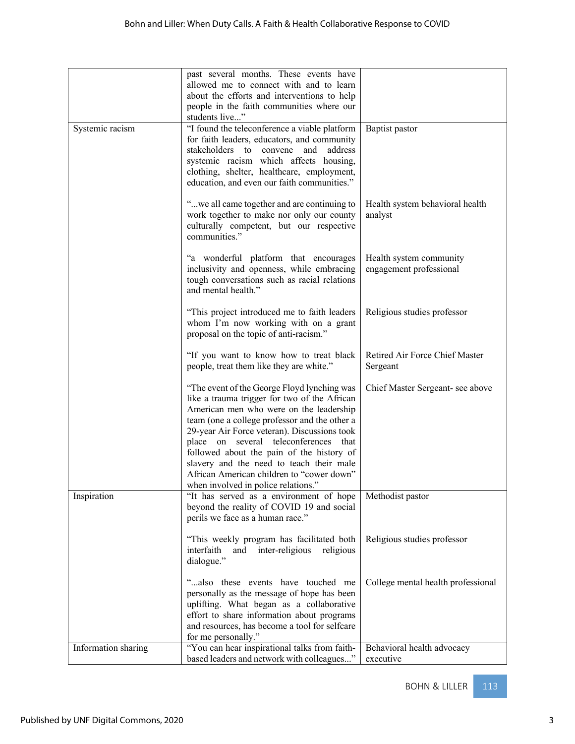| | | |
|---|---|---|
| | past several months. These events have allowed me to connect with and to learn about the efforts and interventions to help people in the faith communities where our students live..." | |
| Systemic racism | "I found the teleconference a viable platform for faith leaders, educators, and community stakeholders to convene and address systemic racism which affects housing, clothing, shelter, healthcare, employment, education, and even our faith communities." | Baptist pastor |
| | "...we all came together and are continuing to work together to make nor only our county culturally competent, but our respective communities." | Health system behavioral health analyst |
| | "a wonderful platform that encourages inclusivity and openness, while embracing tough conversations such as racial relations and mental health." | Health system community engagement professional |
| | "This project introduced me to faith leaders whom I'm now working with on a grant proposal on the topic of anti-racism." | Religious studies professor |
| | "If you want to know how to treat black people, treat them like they are white." | Retired Air Force Chief Master Sergeant |
| | "The event of the George Floyd lynching was like a trauma trigger for two of the African American men who were on the leadership team (one a college professor and the other a 29-year Air Force veteran). Discussions took place on several teleconferences that followed about the pain of the history of slavery and the need to teach their male African American children to "cower down" when involved in police relations." | Chief Master Sergeant- see above |
| Inspiration | "It has served as a environment of hope beyond the reality of COVID 19 and social perils we face as a human race." | Methodist pastor |
| | "This weekly program has facilitated both interfaith and inter-religious religious dialogue." | Religious studies professor |
| | "...also these events have touched me personally as the message of hope has been uplifting. What began as a collaborative effort to share information about programs and resources, has become a tool for selfcare for me personally." | College mental health professional |
| Information sharing | "You can hear inspirational talks from faith-based leaders and network with colleagues..." | Behavioral health advocacy executive |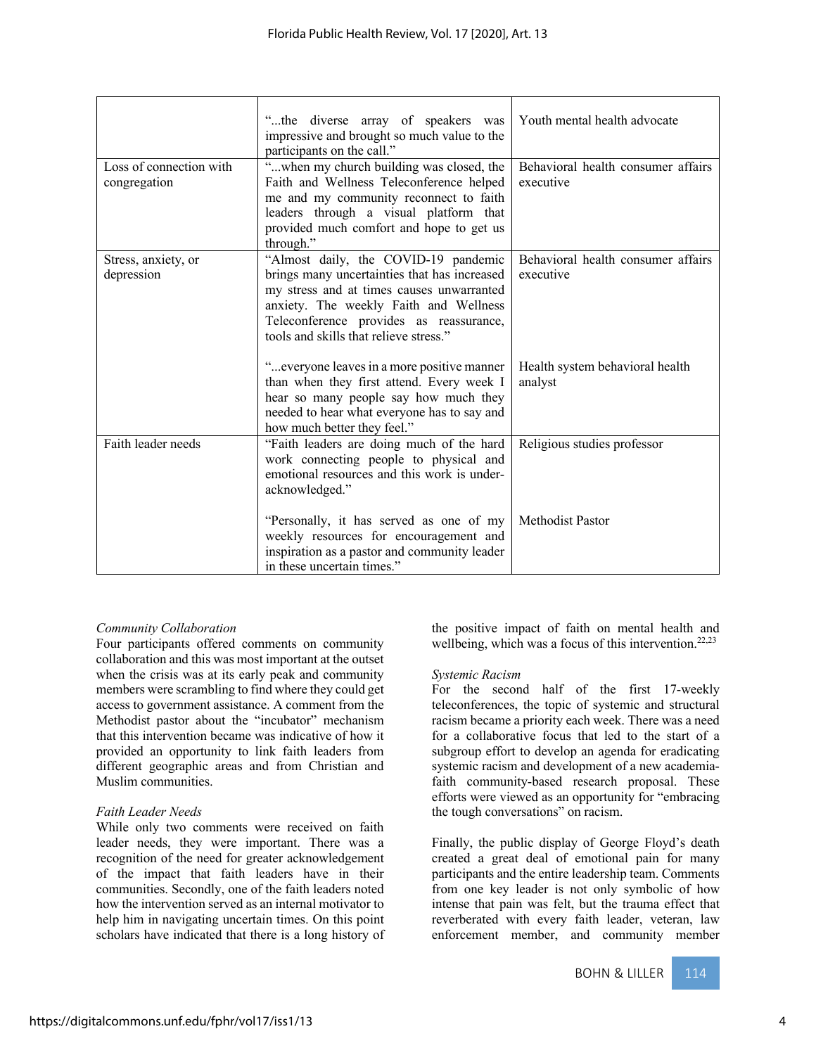| | | |
|---|---|---|
| | "...the diverse array of speakers was impressive and brought so much value to the participants on the call." | Youth mental health advocate |
| Loss of connection with congregation | "...when my church building was closed, the Faith and Wellness Teleconference helped me and my community reconnect to faith leaders through a visual platform that provided much comfort and hope to get us through." | Behavioral health consumer affairs executive |
| Stress, anxiety, or depression | "Almost daily, the COVID-19 pandemic brings many uncertainties that has increased my stress and at times causes unwarranted anxiety. The weekly Faith and Wellness Teleconference provides as reassurance, tools and skills that relieve stress." | Behavioral health consumer affairs executive |
| | "...everyone leaves in a more positive manner than when they first attend. Every week I hear so many people say how much they needed to hear what everyone has to say and how much better they feel." | Health system behavioral health analyst |
| Faith leader needs | "Faith leaders are doing much of the hard work connecting people to physical and emotional resources and this work is under-acknowledged." | Religious studies professor |
| | "Personally, it has served as one of my weekly resources for encouragement and inspiration as a pastor and community leader in these uncertain times." | Methodist Pastor |

*Community Collaboration*

Four participants offered comments on community collaboration and this was most important at the outset when the crisis was at its early peak and community members were scrambling to find where they could get access to government assistance. A comment from the Methodist pastor about the "incubator" mechanism that this intervention became was indicative of how it provided an opportunity to link faith leaders from different geographic areas and from Christian and Muslim communities.

*Faith Leader Needs*

While only two comments were received on faith leader needs, they were important. There was a recognition of the need for greater acknowledgement of the impact that faith leaders have in their communities. Secondly, one of the faith leaders noted how the intervention served as an internal motivator to help him in navigating uncertain times. On this point scholars have indicated that there is a long history of the positive impact of faith on mental health and wellbeing, which was a focus of this intervention.[22,23]

*Systemic Racism*

For the second half of the first 17-weekly teleconferences, the topic of systemic and structural racism became a priority each week. There was a need for a collaborative focus that led to the start of a subgroup effort to develop an agenda for eradicating systemic racism and development of a new academia-faith community-based research proposal. These efforts were viewed as an opportunity for "embracing the tough conversations" on racism.

Finally, the public display of George Floyd's death created a great deal of emotional pain for many participants and the entire leadership team. Comments from one key leader is not only symbolic of how intense that pain was felt, but the trauma effect that reverberated with every faith leader, veteran, law enforcement member, and community member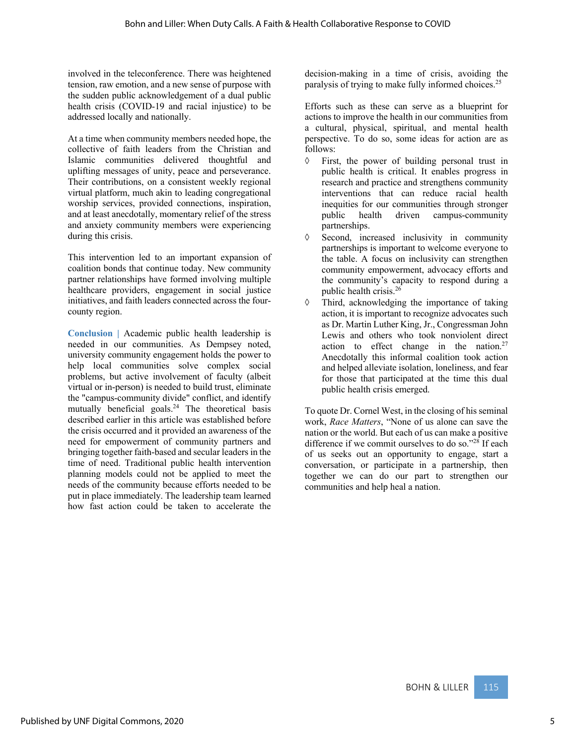involved in the teleconference. There was heightened tension, raw emotion, and a new sense of purpose with the sudden public acknowledgement of a dual public health crisis (COVID-19 and racial injustice) to be addressed locally and nationally.

At a time when community members needed hope, the collective of faith leaders from the Christian and Islamic communities delivered thoughtful and uplifting messages of unity, peace and perseverance. Their contributions, on a consistent weekly regional virtual platform, much akin to leading congregational worship services, provided connections, inspiration, and at least anecdotally, momentary relief of the stress and anxiety community members were experiencing during this crisis.

This intervention led to an important expansion of coalition bonds that continue today. New community partner relationships have formed involving multiple healthcare providers, engagement in social justice initiatives, and faith leaders connected across the four-county region.

**Conclusion |** Academic public health leadership is needed in our communities. As Dempsey noted, university community engagement holds the power to help local communities solve complex social problems, but active involvement of faculty (albeit virtual or in-person) is needed to build trust, eliminate the "campus-community divide" conflict, and identify mutually beneficial goals.[24] The theoretical basis described earlier in this article was established before the crisis occurred and it provided an awareness of the need for empowerment of community partners and bringing together faith-based and secular leaders in the time of need. Traditional public health intervention planning models could not be applied to meet the needs of the community because efforts needed to be put in place immediately. The leadership team learned how fast action could be taken to accelerate the decision-making in a time of crisis, avoiding the paralysis of trying to make fully informed choices.[25]

Efforts such as these can serve as a blueprint for actions to improve the health in our communities from a cultural, physical, spiritual, and mental health perspective. To do so, some ideas for action are as follows:

- First, the power of building personal trust in public health is critical. It enables progress in research and practice and strengthens community interventions that can reduce racial health inequities for our communities through stronger public health driven campus-community partnerships.
- Second, increased inclusivity in community partnerships is important to welcome everyone to the table. A focus on inclusivity can strengthen community empowerment, advocacy efforts and the community's capacity to respond during a public health crisis.[26]
- Third, acknowledging the importance of taking action, it is important to recognize advocates such as Dr. Martin Luther King, Jr., Congressman John Lewis and others who took nonviolent direct action to effect change in the nation.[27] Anecdotally this informal coalition took action and helped alleviate isolation, loneliness, and fear for those that participated at the time this dual public health crisis emerged.

To quote Dr. Cornel West, in the closing of his seminal work, *Race Matters*, "None of us alone can save the nation or the world. But each of us can make a positive difference if we commit ourselves to do so."[28] If each of us seeks out an opportunity to engage, start a conversation, or participate in a partnership, then together we can do our part to strengthen our communities and help heal a nation.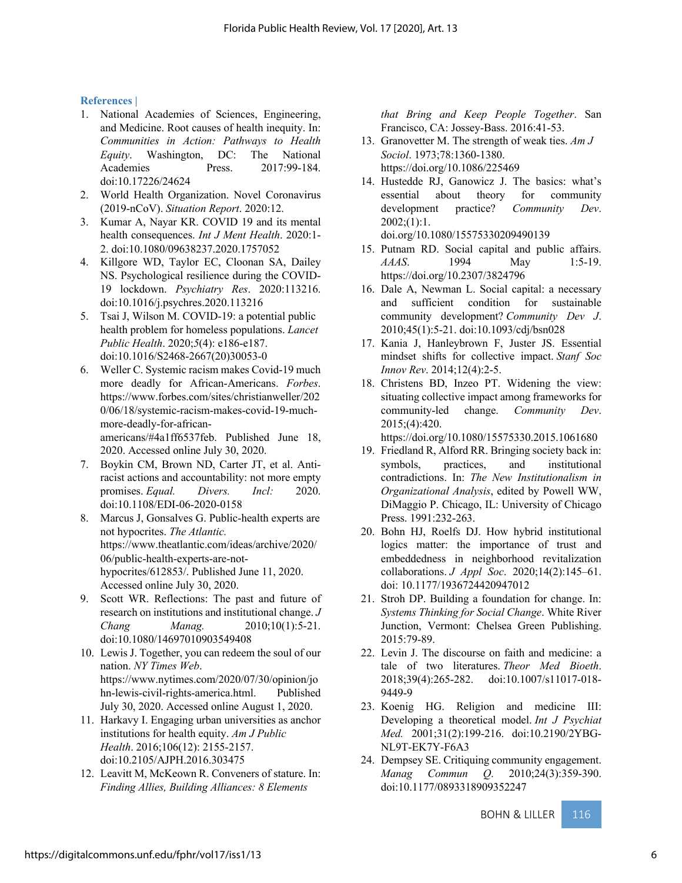## References |

1. National Academies of Sciences, Engineering, and Medicine. Root causes of health inequity. In: *Communities in Action: Pathways to Health Equity*. Washington, DC: The National Academies Press. 2017:99-184. doi:10.17226/24624
2. World Health Organization. Novel Coronavirus (2019-nCoV). *Situation Report*. 2020:12.
3. Kumar A, Nayar KR. COVID 19 and its mental health consequences. *Int J Ment Health*. 2020:1-2. doi:10.1080/09638237.2020.1757052
4. Killgore WD, Taylor EC, Cloonan SA, Dailey NS. Psychological resilience during the COVID-19 lockdown. *Psychiatry Res*. 2020:113216. doi:10.1016/j.psychres.2020.113216
5. Tsai J, Wilson M. COVID-19: a potential public health problem for homeless populations. *Lancet Public Health*. 2020;*5*(4): e186-e187. doi:10.1016/S2468-2667(20)30053-0
6. Weller C. Systemic racism makes Covid-19 much more deadly for African-Americans. *Forbes*. https://www.forbes.com/sites/christianweller/2020/06/18/systemic-racism-makes-covid-19-much-more-deadly-for-african-americans/#4a1ff6537feb. Published June 18, 2020. Accessed online July 30, 2020.
7. Boykin CM, Brown ND, Carter JT, et al. Anti-racist actions and accountability: not more empty promises. *Equal. Divers. Incl:* 2020. doi:10.1108/EDI-06-2020-0158
8. Marcus J, Gonsalves G. Public-health experts are not hypocrites. *The Atlantic.* https://www.theatlantic.com/ideas/archive/2020/06/public-health-experts-are-not-hypocrites/612853/. Published June 11, 2020. Accessed online July 30, 2020.
9. Scott WR. Reflections: The past and future of research on institutions and institutional change. *J Chang Manag.* 2010;10(1):5-21. doi:10.1080/14697010903549408
10. Lewis J. Together, you can redeem the soul of our nation. *NY Times Web*. https://www.nytimes.com/2020/07/30/opinion/john-lewis-civil-rights-america.html. Published July 30, 2020. Accessed online August 1, 2020.
11. Harkavy I. Engaging urban universities as anchor institutions for health equity. *Am J Public Health*. 2016;106(12): 2155-2157. doi:10.2105/AJPH.2016.303475
12. Leavitt M, McKeown R. Conveners of stature. In: *Finding Allies, Building Alliances: 8 Elements that Bring and Keep People Together*. San Francisco, CA: Jossey-Bass. 2016:41-53.
13. Granovetter M. The strength of weak ties. *Am J Sociol*. 1973;78:1360-1380. https://doi.org/10.1086/225469
14. Hustedde RJ, Ganowicz J. The basics: what's essential about theory for community development practice? *Community Dev*. 2002;(1):1. doi.org/10.1080/15575330209490139
15. Putnam RD. Social capital and public affairs. *AAAS*. 1994 May 1:5-19. https://doi.org/10.2307/3824796
16. Dale A, Newman L. Social capital: a necessary and sufficient condition for sustainable community development? *Community Dev J*. 2010;45(1):5-21. doi:10.1093/cdj/bsn028
17. Kania J, Hanleybrown F, Juster JS. Essential mindset shifts for collective impact. *Stanf Soc Innov Rev*. 2014;12(4):2-5.
18. Christens BD, Inzeo PT. Widening the view: situating collective impact among frameworks for community-led change. *Community Dev*. 2015;(4):420. https://doi.org/10.1080/15575330.2015.1061680
19. Friedland R, Alford RR. Bringing society back in: symbols, practices, and institutional contradictions. In: *The New Institutionalism in Organizational Analysis*, edited by Powell WW, DiMaggio P. Chicago, IL: University of Chicago Press. 1991:232-263.
20. Bohn HJ, Roelfs DJ. How hybrid institutional logics matter: the importance of trust and embeddedness in neighborhood revitalization collaborations. *J Appl Soc*. 2020;14(2):145–61. doi: 10.1177/1936724420947012
21. Stroh DP. Building a foundation for change. In: *Systems Thinking for Social Change*. White River Junction, Vermont: Chelsea Green Publishing. 2015:79-89.
22. Levin J. The discourse on faith and medicine: a tale of two literatures. *Theor Med Bioeth*. 2018;39(4):265-282. doi:10.1007/s11017-018-9449-9
23. Koenig HG. Religion and medicine III: Developing a theoretical model. *Int J Psychiat Med.* 2001;31(2):199-216. doi:10.2190/2YBG-NL9T-EK7Y-F6A3
24. Dempsey SE. Critiquing community engagement. *Manag Commun Q*. 2010;24(3):359-390. doi:10.1177/0893318909352247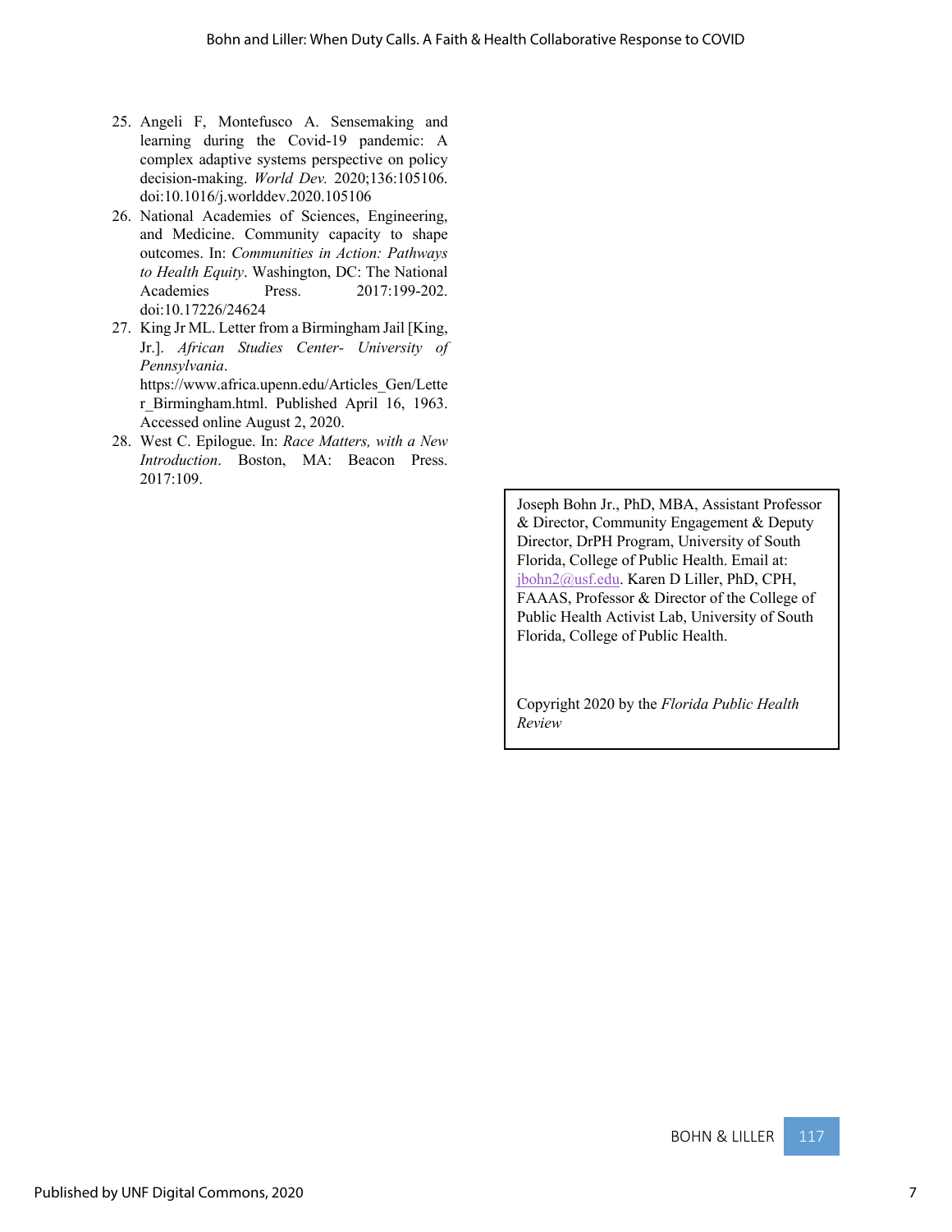25. Angeli F, Montefusco A. Sensemaking and learning during the Covid-19 pandemic: A complex adaptive systems perspective on policy decision-making. *World Dev.* 2020;136:105106. doi:10.1016/j.worlddev.2020.105106
26. National Academies of Sciences, Engineering, and Medicine. Community capacity to shape outcomes. In: *Communities in Action: Pathways to Health Equity*. Washington, DC: The National Academies Press. 2017:199-202. doi:10.17226/24624
27. King Jr ML. Letter from a Birmingham Jail [King, Jr.]. *African Studies Center- University of Pennsylvania*. https://www.africa.upenn.edu/Articles_Gen/Letter_Birmingham.html. Published April 16, 1963. Accessed online August 2, 2020.
28. West C. Epilogue. In: *Race Matters, with a New Introduction*. Boston, MA: Beacon Press. 2017:109.

Joseph Bohn Jr., PhD, MBA, Assistant Professor & Director, Community Engagement & Deputy Director, DrPH Program, University of South Florida, College of Public Health. Email at: jbohn2@usf.edu. Karen D Liller, PhD, CPH, FAAAS, Professor & Director of the College of Public Health Activist Lab, University of South Florida, College of Public Health.

Copyright 2020 by the *Florida Public Health Review*